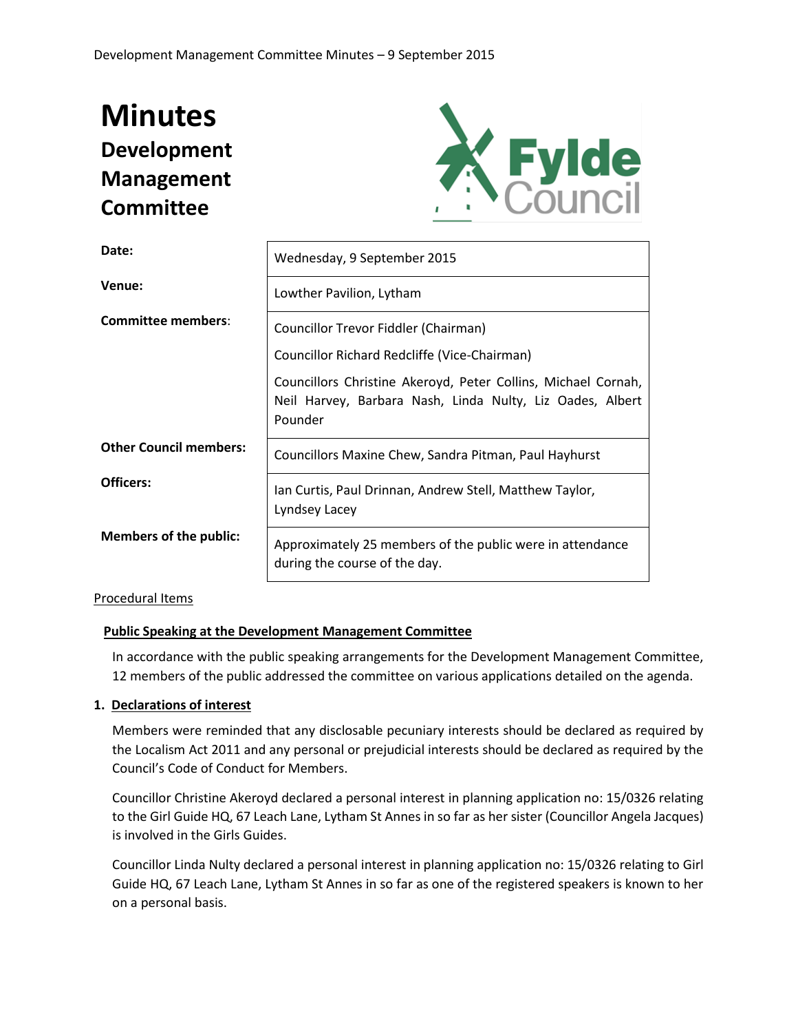# Minutes
## Development Management Committee

| | |
|---|---|
| **Date:** | Wednesday, 9 September 2015 |
| **Venue:** | Lowther Pavilion, Lytham |
| **Committee members**: | Councillor Trevor Fiddler (Chairman)<br>Councillor Richard Redcliffe (Vice-Chairman)<br>Councillors Christine Akeroyd, Peter Collins, Michael Cornah, Neil Harvey, Barbara Nash, Linda Nulty, Liz Oades, Albert Pounder |
| **Other Council members:** | Councillors Maxine Chew, Sandra Pitman, Paul Hayhurst |
| **Officers:** | Ian Curtis, Paul Drinnan, Andrew Stell, Matthew Taylor, Lyndsey Lacey |
| **Members of the public:** | Approximately 25 members of the public were in attendance during the course of the day. |

Procedural Items

**Public Speaking at the Development Management Committee**

In accordance with the public speaking arrangements for the Development Management Committee, 12 members of the public addressed the committee on various applications detailed on the agenda.

**1. Declarations of interest**

Members were reminded that any disclosable pecuniary interests should be declared as required by the Localism Act 2011 and any personal or prejudicial interests should be declared as required by the Council's Code of Conduct for Members.

Councillor Christine Akeroyd declared a personal interest in planning application no: 15/0326 relating to the Girl Guide HQ, 67 Leach Lane, Lytham St Annes in so far as her sister (Councillor Angela Jacques) is involved in the Girls Guides.

Councillor Linda Nulty declared a personal interest in planning application no: 15/0326 relating to Girl Guide HQ, 67 Leach Lane, Lytham St Annes in so far as one of the registered speakers is known to her on a personal basis.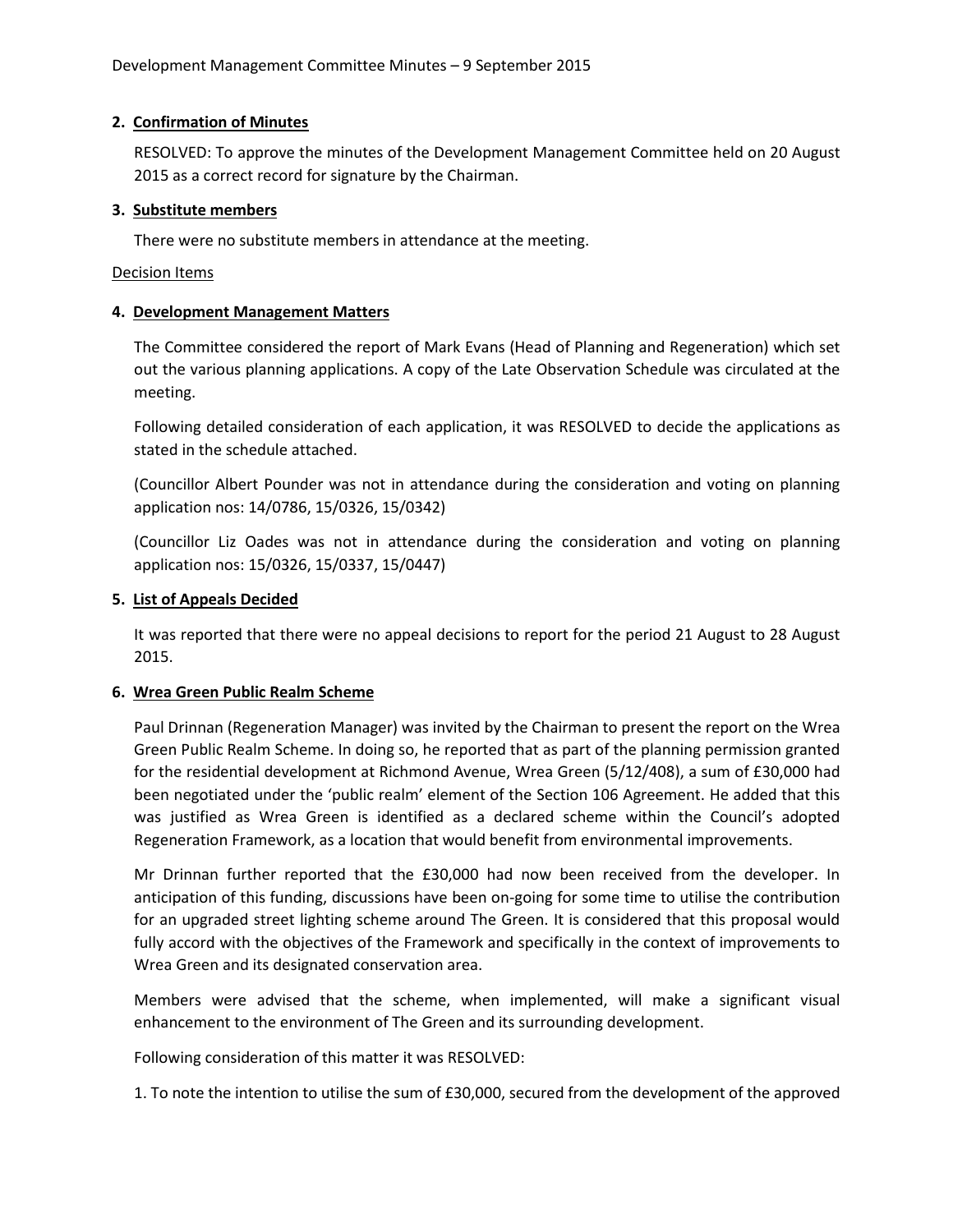**2. Confirmation of Minutes**

RESOLVED: To approve the minutes of the Development Management Committee held on 20 August 2015 as a correct record for signature by the Chairman.

**3. Substitute members**

There were no substitute members in attendance at the meeting.

Decision Items

**4. Development Management Matters**

The Committee considered the report of Mark Evans (Head of Planning and Regeneration) which set out the various planning applications. A copy of the Late Observation Schedule was circulated at the meeting.

Following detailed consideration of each application, it was RESOLVED to decide the applications as stated in the schedule attached.

(Councillor Albert Pounder was not in attendance during the consideration and voting on planning application nos: 14/0786, 15/0326, 15/0342)

(Councillor Liz Oades was not in attendance during the consideration and voting on planning application nos: 15/0326, 15/0337, 15/0447)

**5. List of Appeals Decided**

It was reported that there were no appeal decisions to report for the period 21 August to 28 August 2015.

**6. Wrea Green Public Realm Scheme**

Paul Drinnan (Regeneration Manager) was invited by the Chairman to present the report on the Wrea Green Public Realm Scheme. In doing so, he reported that as part of the planning permission granted for the residential development at Richmond Avenue, Wrea Green (5/12/408), a sum of £30,000 had been negotiated under the 'public realm' element of the Section 106 Agreement. He added that this was justified as Wrea Green is identified as a declared scheme within the Council's adopted Regeneration Framework, as a location that would benefit from environmental improvements.

Mr Drinnan further reported that the £30,000 had now been received from the developer. In anticipation of this funding, discussions have been on-going for some time to utilise the contribution for an upgraded street lighting scheme around The Green. It is considered that this proposal would fully accord with the objectives of the Framework and specifically in the context of improvements to Wrea Green and its designated conservation area.

Members were advised that the scheme, when implemented, will make a significant visual enhancement to the environment of The Green and its surrounding development.

Following consideration of this matter it was RESOLVED:

1. To note the intention to utilise the sum of £30,000, secured from the development of the approved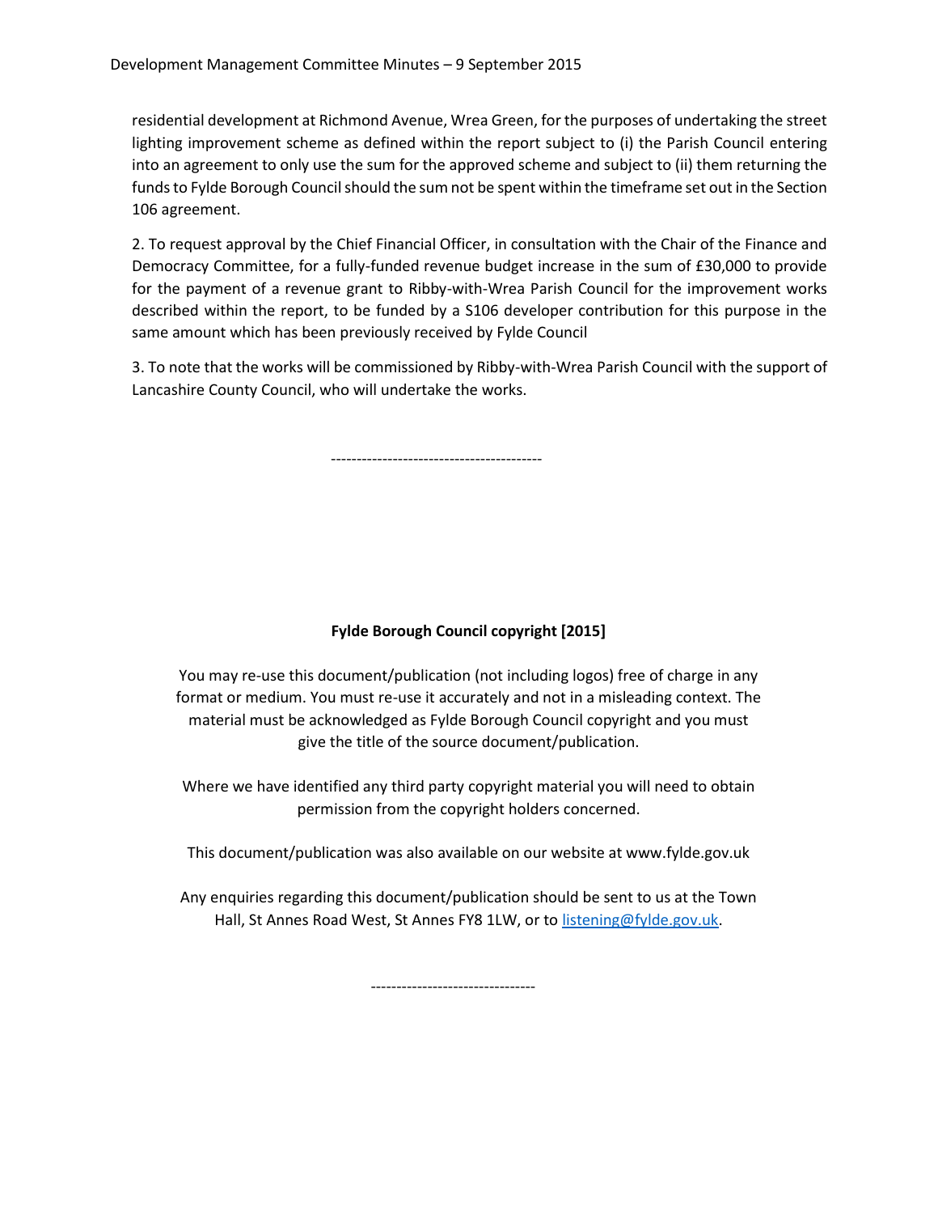residential development at Richmond Avenue, Wrea Green, for the purposes of undertaking the street lighting improvement scheme as defined within the report subject to (i) the Parish Council entering into an agreement to only use the sum for the approved scheme and subject to (ii) them returning the funds to Fylde Borough Council should the sum not be spent within the timeframe set out in the Section 106 agreement.

2. To request approval by the Chief Financial Officer, in consultation with the Chair of the Finance and Democracy Committee, for a fully-funded revenue budget increase in the sum of £30,000 to provide for the payment of a revenue grant to Ribby-with-Wrea Parish Council for the improvement works described within the report, to be funded by a S106 developer contribution for this purpose in the same amount which has been previously received by Fylde Council

3. To note that the works will be commissioned by Ribby-with-Wrea Parish Council with the support of Lancashire County Council, who will undertake the works.

----------------------------------------

**Fylde Borough Council copyright [2015]**

You may re-use this document/publication (not including logos) free of charge in any format or medium. You must re-use it accurately and not in a misleading context. The material must be acknowledged as Fylde Borough Council copyright and you must give the title of the source document/publication.

Where we have identified any third party copyright material you will need to obtain permission from the copyright holders concerned.

This document/publication was also available on our website at www.fylde.gov.uk

Any enquiries regarding this document/publication should be sent to us at the Town Hall, St Annes Road West, St Annes FY8 1LW, or to listening@fylde.gov.uk.

--------------------------------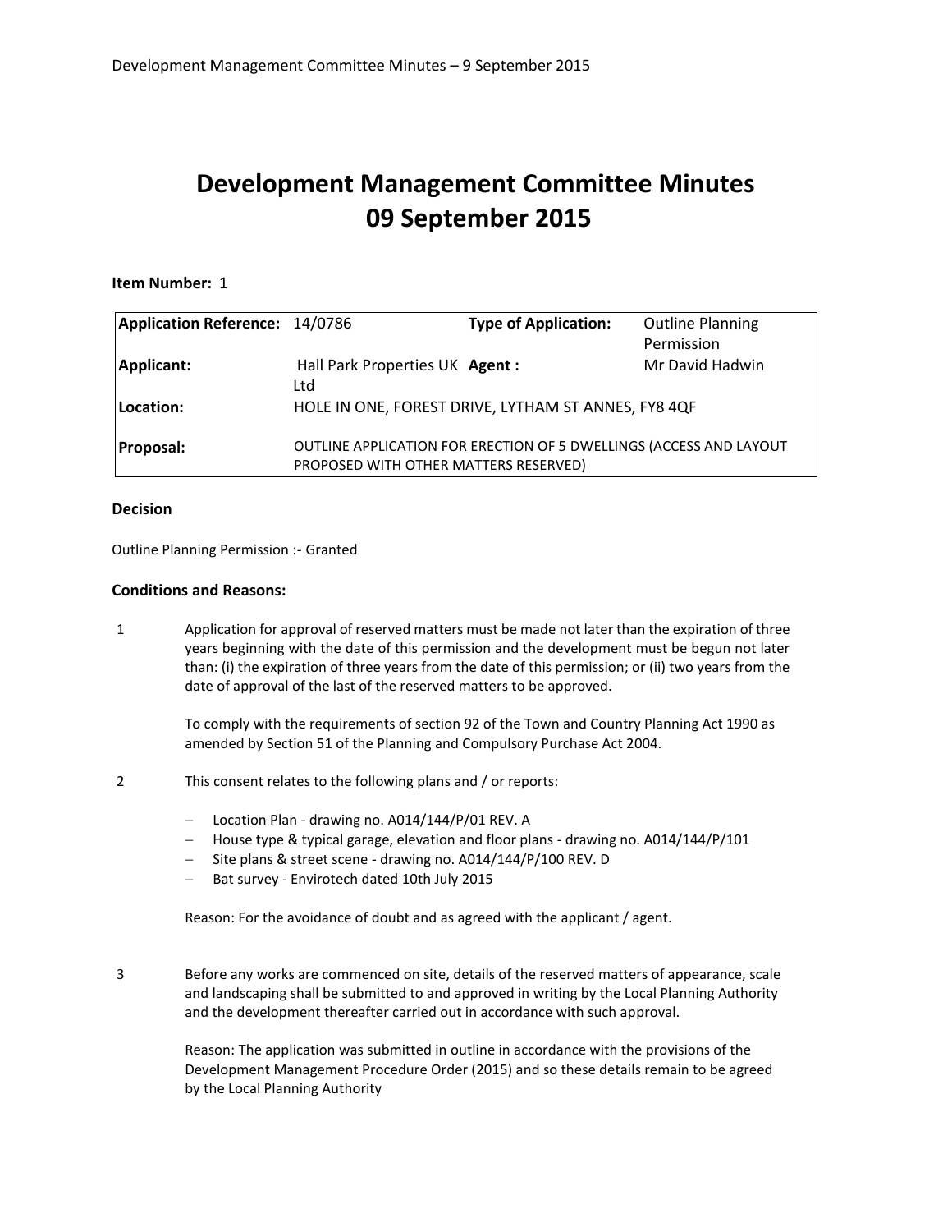# Development Management Committee Minutes
# 09 September 2015

**Item Number:** 1

| | | | |
|---|---|---|---|
| **Application Reference:** | 14/0786 | **Type of Application:** | Outline Planning Permission |
| **Applicant:** | Hall Park Properties UK Ltd | **Agent :** | Mr David Hadwin |
| **Location:** | HOLE IN ONE, FOREST DRIVE, LYTHAM ST ANNES, FY8 4QF | | |
| **Proposal:** | OUTLINE APPLICATION FOR ERECTION OF 5 DWELLINGS (ACCESS AND LAYOUT PROPOSED WITH OTHER MATTERS RESERVED) | | |

### Decision

Outline Planning Permission :- Granted

### Conditions and Reasons:

1 Application for approval of reserved matters must be made not later than the expiration of three years beginning with the date of this permission and the development must be begun not later than: (i) the expiration of three years from the date of this permission; or (ii) two years from the date of approval of the last of the reserved matters to be approved.

To comply with the requirements of section 92 of the Town and Country Planning Act 1990 as amended by Section 51 of the Planning and Compulsory Purchase Act 2004.

2 This consent relates to the following plans and / or reports:

- Location Plan - drawing no. A014/144/P/01 REV. A
- House type & typical garage, elevation and floor plans - drawing no. A014/144/P/101
- Site plans & street scene - drawing no. A014/144/P/100 REV. D
- Bat survey - Envirotech dated 10th July 2015

Reason: For the avoidance of doubt and as agreed with the applicant / agent.

3 Before any works are commenced on site, details of the reserved matters of appearance, scale and landscaping shall be submitted to and approved in writing by the Local Planning Authority and the development thereafter carried out in accordance with such approval.

Reason: The application was submitted in outline in accordance with the provisions of the Development Management Procedure Order (2015) and so these details remain to be agreed by the Local Planning Authority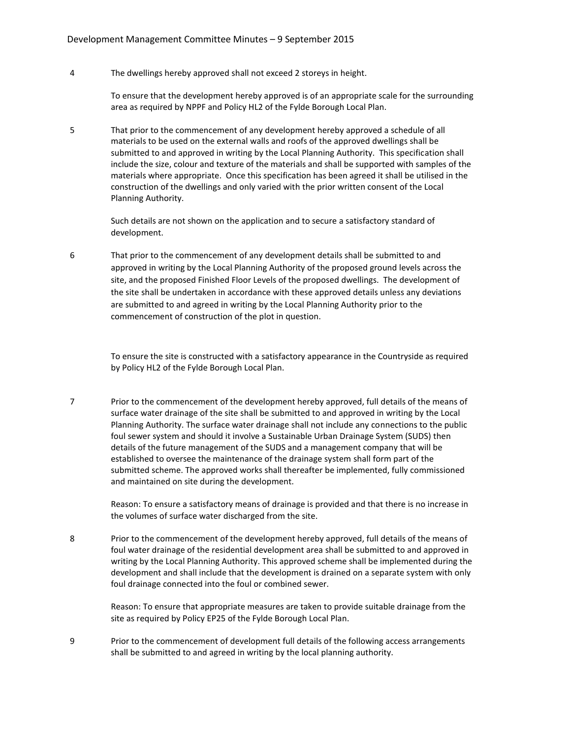4 The dwellings hereby approved shall not exceed 2 storeys in height.

To ensure that the development hereby approved is of an appropriate scale for the surrounding area as required by NPPF and Policy HL2 of the Fylde Borough Local Plan.

5 That prior to the commencement of any development hereby approved a schedule of all materials to be used on the external walls and roofs of the approved dwellings shall be submitted to and approved in writing by the Local Planning Authority. This specification shall include the size, colour and texture of the materials and shall be supported with samples of the materials where appropriate. Once this specification has been agreed it shall be utilised in the construction of the dwellings and only varied with the prior written consent of the Local Planning Authority.

Such details are not shown on the application and to secure a satisfactory standard of development.

6 That prior to the commencement of any development details shall be submitted to and approved in writing by the Local Planning Authority of the proposed ground levels across the site, and the proposed Finished Floor Levels of the proposed dwellings. The development of the site shall be undertaken in accordance with these approved details unless any deviations are submitted to and agreed in writing by the Local Planning Authority prior to the commencement of construction of the plot in question.

To ensure the site is constructed with a satisfactory appearance in the Countryside as required by Policy HL2 of the Fylde Borough Local Plan.

7 Prior to the commencement of the development hereby approved, full details of the means of surface water drainage of the site shall be submitted to and approved in writing by the Local Planning Authority. The surface water drainage shall not include any connections to the public foul sewer system and should it involve a Sustainable Urban Drainage System (SUDS) then details of the future management of the SUDS and a management company that will be established to oversee the maintenance of the drainage system shall form part of the submitted scheme. The approved works shall thereafter be implemented, fully commissioned and maintained on site during the development.

Reason: To ensure a satisfactory means of drainage is provided and that there is no increase in the volumes of surface water discharged from the site.

8 Prior to the commencement of the development hereby approved, full details of the means of foul water drainage of the residential development area shall be submitted to and approved in writing by the Local Planning Authority. This approved scheme shall be implemented during the development and shall include that the development is drained on a separate system with only foul drainage connected into the foul or combined sewer.

Reason: To ensure that appropriate measures are taken to provide suitable drainage from the site as required by Policy EP25 of the Fylde Borough Local Plan.

9 Prior to the commencement of development full details of the following access arrangements shall be submitted to and agreed in writing by the local planning authority.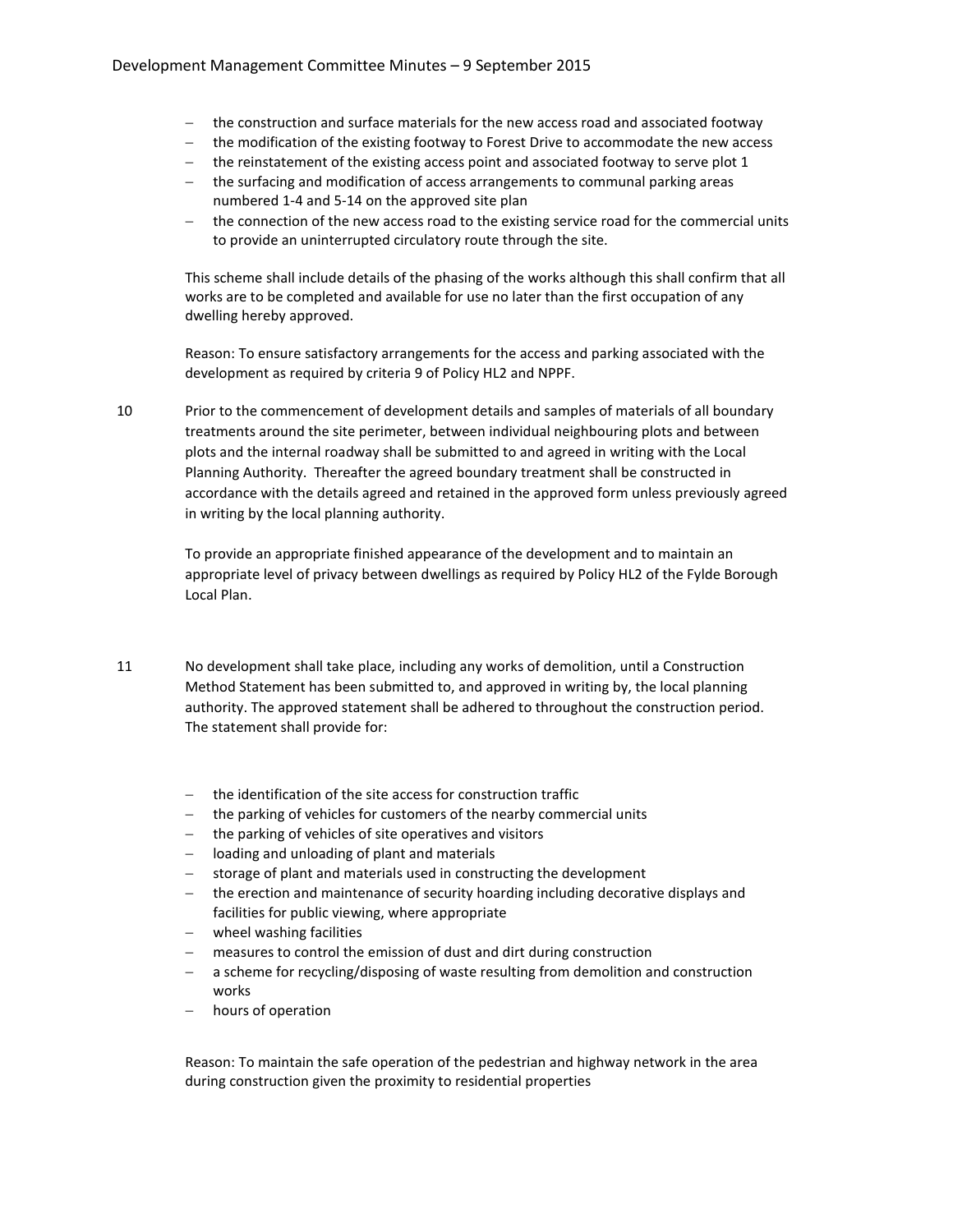- the construction and surface materials for the new access road and associated footway
- the modification of the existing footway to Forest Drive to accommodate the new access
- the reinstatement of the existing access point and associated footway to serve plot 1
- the surfacing and modification of access arrangements to communal parking areas numbered 1-4 and 5-14 on the approved site plan
- the connection of the new access road to the existing service road for the commercial units to provide an uninterrupted circulatory route through the site.

This scheme shall include details of the phasing of the works although this shall confirm that all works are to be completed and available for use no later than the first occupation of any dwelling hereby approved.

Reason: To ensure satisfactory arrangements for the access and parking associated with the development as required by criteria 9 of Policy HL2 and NPPF.

10 Prior to the commencement of development details and samples of materials of all boundary treatments around the site perimeter, between individual neighbouring plots and between plots and the internal roadway shall be submitted to and agreed in writing with the Local Planning Authority. Thereafter the agreed boundary treatment shall be constructed in accordance with the details agreed and retained in the approved form unless previously agreed in writing by the local planning authority.

To provide an appropriate finished appearance of the development and to maintain an appropriate level of privacy between dwellings as required by Policy HL2 of the Fylde Borough Local Plan.

11 No development shall take place, including any works of demolition, until a Construction Method Statement has been submitted to, and approved in writing by, the local planning authority. The approved statement shall be adhered to throughout the construction period. The statement shall provide for:

- the identification of the site access for construction traffic
- the parking of vehicles for customers of the nearby commercial units
- the parking of vehicles of site operatives and visitors
- loading and unloading of plant and materials
- storage of plant and materials used in constructing the development
- the erection and maintenance of security hoarding including decorative displays and facilities for public viewing, where appropriate
- wheel washing facilities
- measures to control the emission of dust and dirt during construction
- a scheme for recycling/disposing of waste resulting from demolition and construction works
- hours of operation

Reason: To maintain the safe operation of the pedestrian and highway network in the area during construction given the proximity to residential properties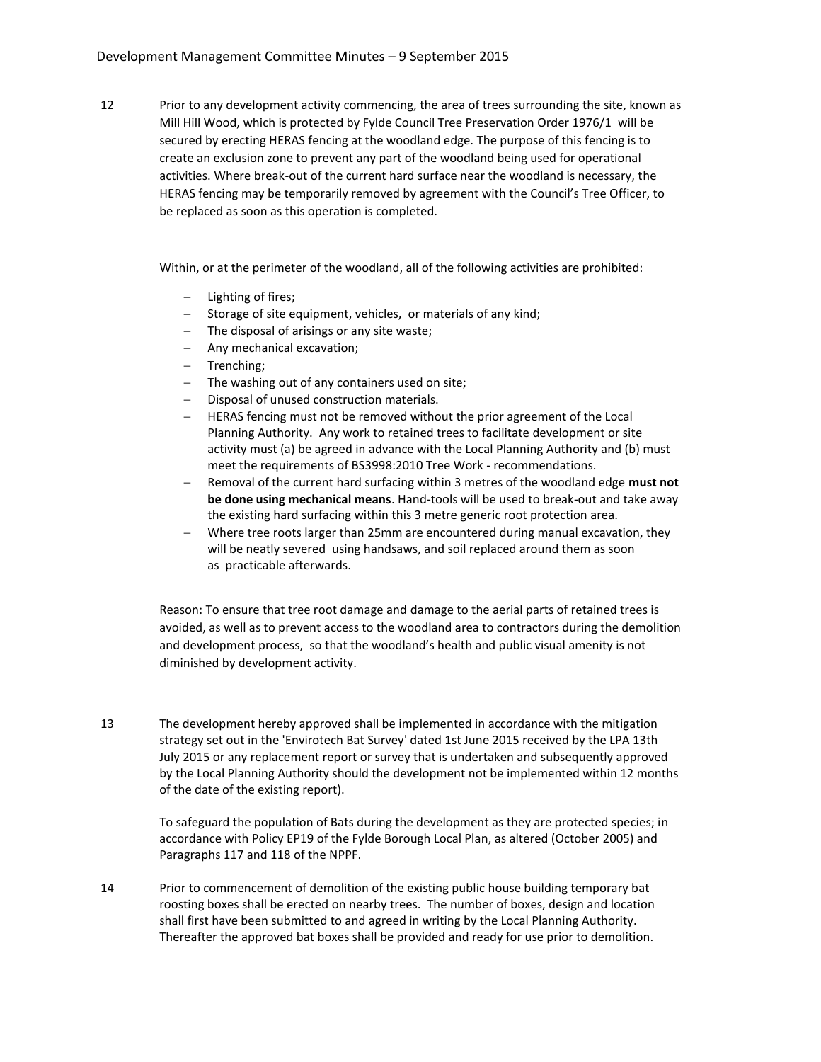12 Prior to any development activity commencing, the area of trees surrounding the site, known as Mill Hill Wood, which is protected by Fylde Council Tree Preservation Order 1976/1 will be secured by erecting HERAS fencing at the woodland edge. The purpose of this fencing is to create an exclusion zone to prevent any part of the woodland being used for operational activities. Where break-out of the current hard surface near the woodland is necessary, the HERAS fencing may be temporarily removed by agreement with the Council's Tree Officer, to be replaced as soon as this operation is completed.

Within, or at the perimeter of the woodland, all of the following activities are prohibited:

- Lighting of fires;
- Storage of site equipment, vehicles, or materials of any kind;
- The disposal of arisings or any site waste;
- Any mechanical excavation;
- Trenching;
- The washing out of any containers used on site;
- Disposal of unused construction materials.
- HERAS fencing must not be removed without the prior agreement of the Local Planning Authority. Any work to retained trees to facilitate development or site activity must (a) be agreed in advance with the Local Planning Authority and (b) must meet the requirements of BS3998:2010 Tree Work - recommendations.
- Removal of the current hard surfacing within 3 metres of the woodland edge **must not be done using mechanical means**. Hand-tools will be used to break-out and take away the existing hard surfacing within this 3 metre generic root protection area.
- Where tree roots larger than 25mm are encountered during manual excavation, they will be neatly severed using handsaws, and soil replaced around them as soon as practicable afterwards.

Reason: To ensure that tree root damage and damage to the aerial parts of retained trees is avoided, as well as to prevent access to the woodland area to contractors during the demolition and development process, so that the woodland's health and public visual amenity is not diminished by development activity.

13 The development hereby approved shall be implemented in accordance with the mitigation strategy set out in the 'Envirotech Bat Survey' dated 1st June 2015 received by the LPA 13th July 2015 or any replacement report or survey that is undertaken and subsequently approved by the Local Planning Authority should the development not be implemented within 12 months of the date of the existing report).

To safeguard the population of Bats during the development as they are protected species; in accordance with Policy EP19 of the Fylde Borough Local Plan, as altered (October 2005) and Paragraphs 117 and 118 of the NPPF.

14 Prior to commencement of demolition of the existing public house building temporary bat roosting boxes shall be erected on nearby trees. The number of boxes, design and location shall first have been submitted to and agreed in writing by the Local Planning Authority. Thereafter the approved bat boxes shall be provided and ready for use prior to demolition.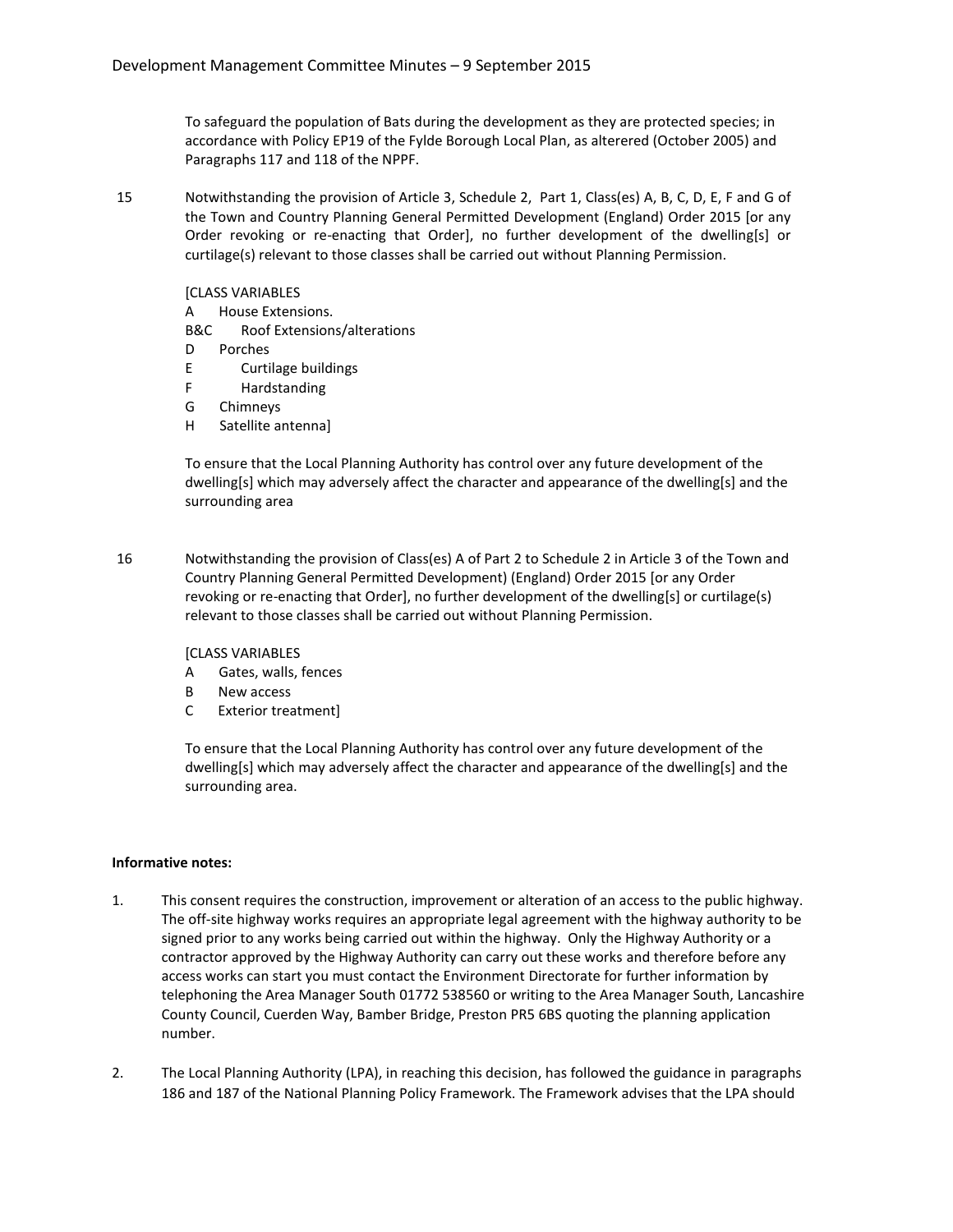To safeguard the population of Bats during the development as they are protected species; in accordance with Policy EP19 of the Fylde Borough Local Plan, as alterered (October 2005) and Paragraphs 117 and 118 of the NPPF.

15 Notwithstanding the provision of Article 3, Schedule 2, Part 1, Class(es) A, B, C, D, E, F and G of the Town and Country Planning General Permitted Development (England) Order 2015 [or any Order revoking or re-enacting that Order], no further development of the dwelling[s] or curtilage(s) relevant to those classes shall be carried out without Planning Permission.

[CLASS VARIABLES
A House Extensions.
B&C Roof Extensions/alterations
D Porches
E Curtilage buildings
F Hardstanding
G Chimneys
H Satellite antenna]

To ensure that the Local Planning Authority has control over any future development of the dwelling[s] which may adversely affect the character and appearance of the dwelling[s] and the surrounding area

16 Notwithstanding the provision of Class(es) A of Part 2 to Schedule 2 in Article 3 of the Town and Country Planning General Permitted Development) (England) Order 2015 [or any Order revoking or re-enacting that Order], no further development of the dwelling[s] or curtilage(s) relevant to those classes shall be carried out without Planning Permission.

[CLASS VARIABLES
A Gates, walls, fences
B New access
C Exterior treatment]

To ensure that the Local Planning Authority has control over any future development of the dwelling[s] which may adversely affect the character and appearance of the dwelling[s] and the surrounding area.

**Informative notes:**

1. This consent requires the construction, improvement or alteration of an access to the public highway. The off-site highway works requires an appropriate legal agreement with the highway authority to be signed prior to any works being carried out within the highway. Only the Highway Authority or a contractor approved by the Highway Authority can carry out these works and therefore before any access works can start you must contact the Environment Directorate for further information by telephoning the Area Manager South 01772 538560 or writing to the Area Manager South, Lancashire County Council, Cuerden Way, Bamber Bridge, Preston PR5 6BS quoting the planning application number.

2. The Local Planning Authority (LPA), in reaching this decision, has followed the guidance in paragraphs 186 and 187 of the National Planning Policy Framework. The Framework advises that the LPA should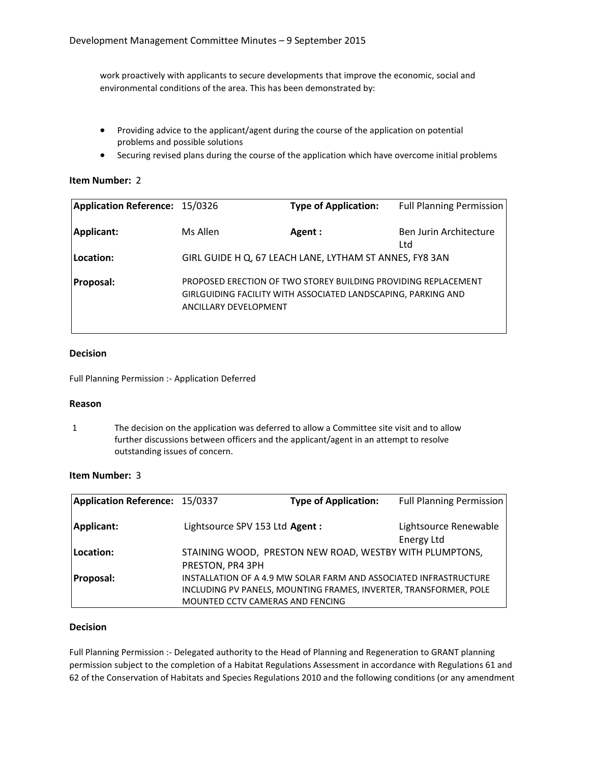work proactively with applicants to secure developments that improve the economic, social and environmental conditions of the area. This has been demonstrated by:

- Providing advice to the applicant/agent during the course of the application on potential problems and possible solutions
- Securing revised plans during the course of the application which have overcome initial problems

**Item Number:** 2

| **Application Reference:** | 15/0326 | **Type of Application:** | Full Planning Permission |
|---|---|---|---|
| **Applicant:** | Ms Allen | **Agent :** | Ben Jurin Architecture Ltd |
| **Location:** | GIRL GUIDE H Q, 67 LEACH LANE, LYTHAM ST ANNES, FY8 3AN | | |
| **Proposal:** | PROPOSED ERECTION OF TWO STOREY BUILDING PROVIDING REPLACEMENT GIRLGUIDING FACILITY WITH ASSOCIATED LANDSCAPING, PARKING AND ANCILLARY DEVELOPMENT | | |

**Decision**

Full Planning Permission :- Application Deferred

**Reason**

1 The decision on the application was deferred to allow a Committee site visit and to allow further discussions between officers and the applicant/agent in an attempt to resolve outstanding issues of concern.

**Item Number:** 3

| **Application Reference:** | 15/0337 | **Type of Application:** | Full Planning Permission |
|---|---|---|---|
| **Applicant:** | Lightsource SPV 153 Ltd | **Agent :** | Lightsource Renewable Energy Ltd |
| **Location:** | STAINING WOOD, PRESTON NEW ROAD, WESTBY WITH PLUMPTONS, PRESTON, PR4 3PH | | |
| **Proposal:** | INSTALLATION OF A 4.9 MW SOLAR FARM AND ASSOCIATED INFRASTRUCTURE INCLUDING PV PANELS, MOUNTING FRAMES, INVERTER, TRANSFORMER, POLE MOUNTED CCTV CAMERAS AND FENCING | | |

**Decision**

Full Planning Permission :- Delegated authority to the Head of Planning and Regeneration to GRANT planning permission subject to the completion of a Habitat Regulations Assessment in accordance with Regulations 61 and 62 of the Conservation of Habitats and Species Regulations 2010 and the following conditions (or any amendment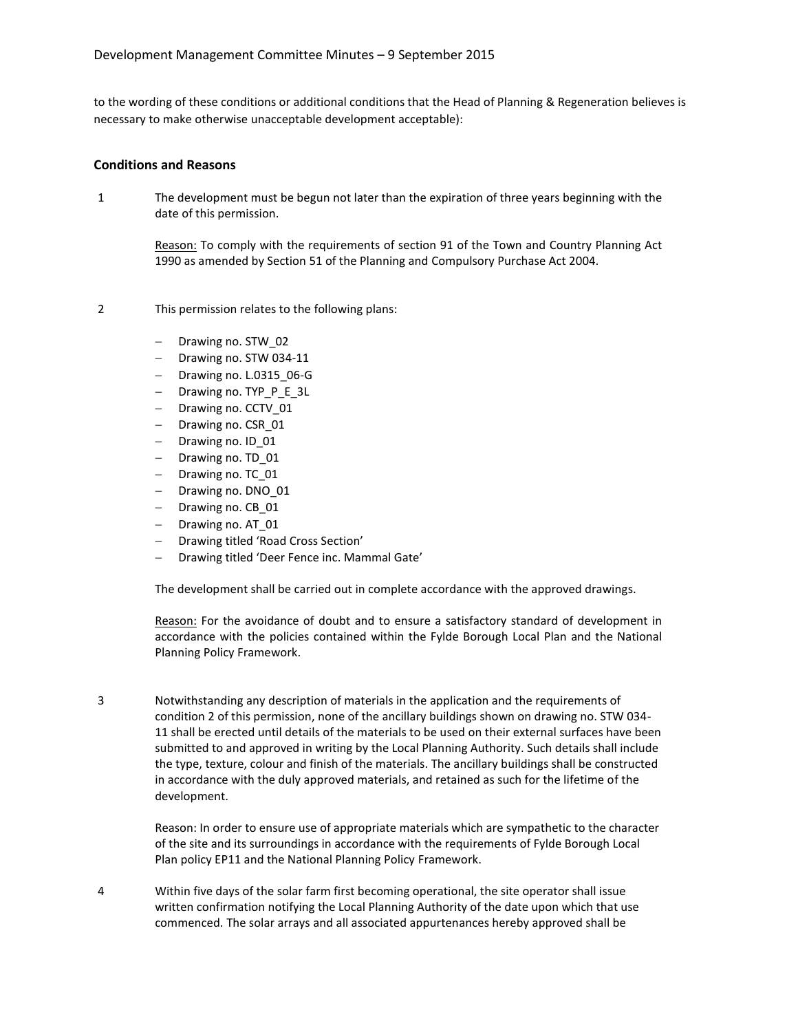to the wording of these conditions or additional conditions that the Head of Planning & Regeneration believes is necessary to make otherwise unacceptable development acceptable):

### Conditions and Reasons

1 The development must be begun not later than the expiration of three years beginning with the date of this permission.

Reason: To comply with the requirements of section 91 of the Town and Country Planning Act 1990 as amended by Section 51 of the Planning and Compulsory Purchase Act 2004.

2 This permission relates to the following plans:

- Drawing no. STW_02
- Drawing no. STW 034-11
- Drawing no. L.0315_06-G
- Drawing no. TYP_P_E_3L
- Drawing no. CCTV_01
- Drawing no. CSR_01
- Drawing no. ID_01
- Drawing no. TD_01
- Drawing no. TC_01
- Drawing no. DNO_01
- Drawing no. CB_01
- Drawing no. AT_01
- Drawing titled 'Road Cross Section'
- Drawing titled 'Deer Fence inc. Mammal Gate'

The development shall be carried out in complete accordance with the approved drawings.

Reason: For the avoidance of doubt and to ensure a satisfactory standard of development in accordance with the policies contained within the Fylde Borough Local Plan and the National Planning Policy Framework.

3 Notwithstanding any description of materials in the application and the requirements of condition 2 of this permission, none of the ancillary buildings shown on drawing no. STW 034-11 shall be erected until details of the materials to be used on their external surfaces have been submitted to and approved in writing by the Local Planning Authority. Such details shall include the type, texture, colour and finish of the materials. The ancillary buildings shall be constructed in accordance with the duly approved materials, and retained as such for the lifetime of the development.

Reason: In order to ensure use of appropriate materials which are sympathetic to the character of the site and its surroundings in accordance with the requirements of Fylde Borough Local Plan policy EP11 and the National Planning Policy Framework.

4 Within five days of the solar farm first becoming operational, the site operator shall issue written confirmation notifying the Local Planning Authority of the date upon which that use commenced. The solar arrays and all associated appurtenances hereby approved shall be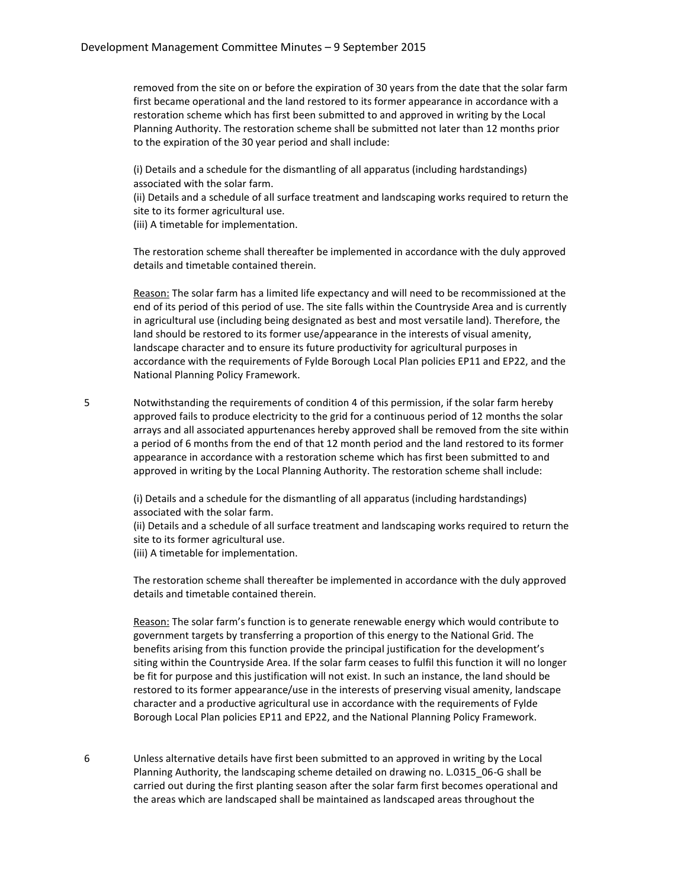removed from the site on or before the expiration of 30 years from the date that the solar farm first became operational and the land restored to its former appearance in accordance with a restoration scheme which has first been submitted to and approved in writing by the Local Planning Authority. The restoration scheme shall be submitted not later than 12 months prior to the expiration of the 30 year period and shall include:

(i) Details and a schedule for the dismantling of all apparatus (including hardstandings) associated with the solar farm.
(ii) Details and a schedule of all surface treatment and landscaping works required to return the site to its former agricultural use.
(iii) A timetable for implementation.

The restoration scheme shall thereafter be implemented in accordance with the duly approved details and timetable contained therein.

Reason: The solar farm has a limited life expectancy and will need to be recommissioned at the end of its period of this period of use. The site falls within the Countryside Area and is currently in agricultural use (including being designated as best and most versatile land). Therefore, the land should be restored to its former use/appearance in the interests of visual amenity, landscape character and to ensure its future productivity for agricultural purposes in accordance with the requirements of Fylde Borough Local Plan policies EP11 and EP22, and the National Planning Policy Framework.

5 Notwithstanding the requirements of condition 4 of this permission, if the solar farm hereby approved fails to produce electricity to the grid for a continuous period of 12 months the solar arrays and all associated appurtenances hereby approved shall be removed from the site within a period of 6 months from the end of that 12 month period and the land restored to its former appearance in accordance with a restoration scheme which has first been submitted to and approved in writing by the Local Planning Authority. The restoration scheme shall include:

(i) Details and a schedule for the dismantling of all apparatus (including hardstandings) associated with the solar farm.
(ii) Details and a schedule of all surface treatment and landscaping works required to return the site to its former agricultural use.
(iii) A timetable for implementation.

The restoration scheme shall thereafter be implemented in accordance with the duly approved details and timetable contained therein.

Reason: The solar farm's function is to generate renewable energy which would contribute to government targets by transferring a proportion of this energy to the National Grid. The benefits arising from this function provide the principal justification for the development's siting within the Countryside Area. If the solar farm ceases to fulfil this function it will no longer be fit for purpose and this justification will not exist. In such an instance, the land should be restored to its former appearance/use in the interests of preserving visual amenity, landscape character and a productive agricultural use in accordance with the requirements of Fylde Borough Local Plan policies EP11 and EP22, and the National Planning Policy Framework.

6 Unless alternative details have first been submitted to an approved in writing by the Local Planning Authority, the landscaping scheme detailed on drawing no. L.0315_06-G shall be carried out during the first planting season after the solar farm first becomes operational and the areas which are landscaped shall be maintained as landscaped areas throughout the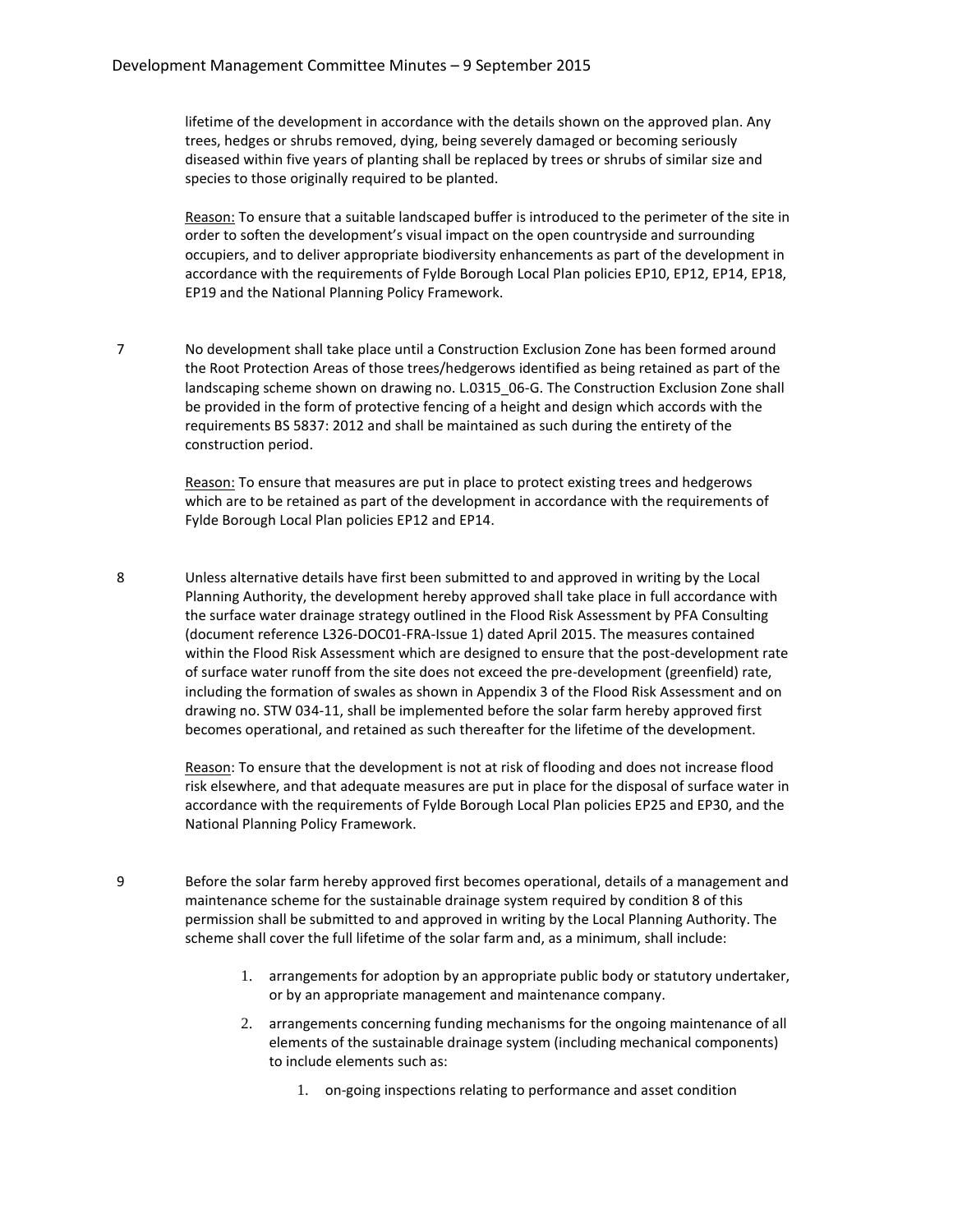lifetime of the development in accordance with the details shown on the approved plan. Any trees, hedges or shrubs removed, dying, being severely damaged or becoming seriously diseased within five years of planting shall be replaced by trees or shrubs of similar size and species to those originally required to be planted.

Reason: To ensure that a suitable landscaped buffer is introduced to the perimeter of the site in order to soften the development's visual impact on the open countryside and surrounding occupiers, and to deliver appropriate biodiversity enhancements as part of the development in accordance with the requirements of Fylde Borough Local Plan policies EP10, EP12, EP14, EP18, EP19 and the National Planning Policy Framework.

7 No development shall take place until a Construction Exclusion Zone has been formed around the Root Protection Areas of those trees/hedgerows identified as being retained as part of the landscaping scheme shown on drawing no. L.0315_06-G. The Construction Exclusion Zone shall be provided in the form of protective fencing of a height and design which accords with the requirements BS 5837: 2012 and shall be maintained as such during the entirety of the construction period.

Reason: To ensure that measures are put in place to protect existing trees and hedgerows which are to be retained as part of the development in accordance with the requirements of Fylde Borough Local Plan policies EP12 and EP14.

8 Unless alternative details have first been submitted to and approved in writing by the Local Planning Authority, the development hereby approved shall take place in full accordance with the surface water drainage strategy outlined in the Flood Risk Assessment by PFA Consulting (document reference L326-DOC01-FRA-Issue 1) dated April 2015. The measures contained within the Flood Risk Assessment which are designed to ensure that the post-development rate of surface water runoff from the site does not exceed the pre-development (greenfield) rate, including the formation of swales as shown in Appendix 3 of the Flood Risk Assessment and on drawing no. STW 034-11, shall be implemented before the solar farm hereby approved first becomes operational, and retained as such thereafter for the lifetime of the development.

Reason: To ensure that the development is not at risk of flooding and does not increase flood risk elsewhere, and that adequate measures are put in place for the disposal of surface water in accordance with the requirements of Fylde Borough Local Plan policies EP25 and EP30, and the National Planning Policy Framework.

9 Before the solar farm hereby approved first becomes operational, details of a management and maintenance scheme for the sustainable drainage system required by condition 8 of this permission shall be submitted to and approved in writing by the Local Planning Authority. The scheme shall cover the full lifetime of the solar farm and, as a minimum, shall include:

1. arrangements for adoption by an appropriate public body or statutory undertaker, or by an appropriate management and maintenance company.
2. arrangements concerning funding mechanisms for the ongoing maintenance of all elements of the sustainable drainage system (including mechanical components) to include elements such as:
    1. on-going inspections relating to performance and asset condition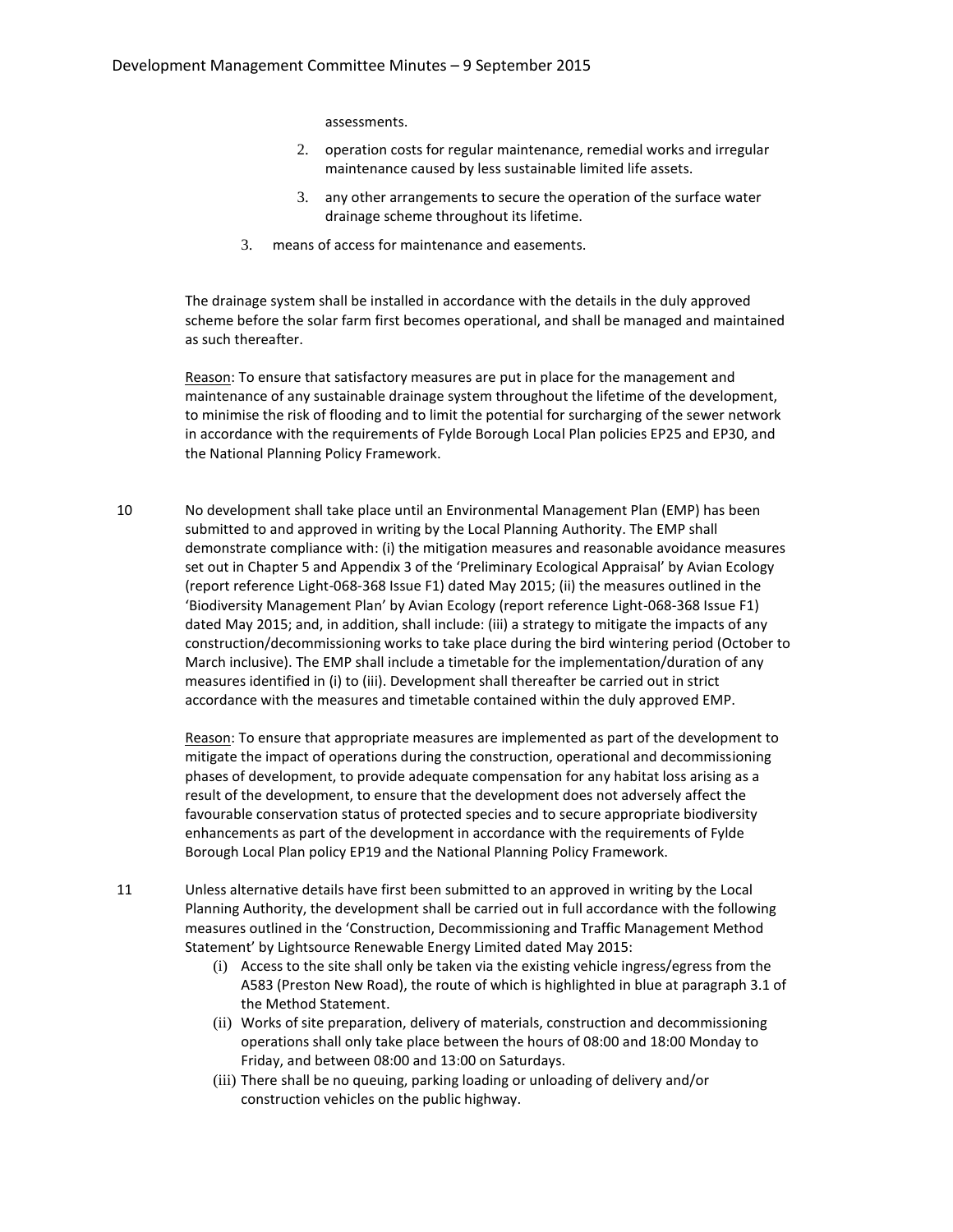assessments.

   2. operation costs for regular maintenance, remedial works and irregular maintenance caused by less sustainable limited life assets.

   3. any other arrangements to secure the operation of the surface water drainage scheme throughout its lifetime.

3. means of access for maintenance and easements.

The drainage system shall be installed in accordance with the details in the duly approved scheme before the solar farm first becomes operational, and shall be managed and maintained as such thereafter.

Reason: To ensure that satisfactory measures are put in place for the management and maintenance of any sustainable drainage system throughout the lifetime of the development, to minimise the risk of flooding and to limit the potential for surcharging of the sewer network in accordance with the requirements of Fylde Borough Local Plan policies EP25 and EP30, and the National Planning Policy Framework.

10 No development shall take place until an Environmental Management Plan (EMP) has been submitted to and approved in writing by the Local Planning Authority. The EMP shall demonstrate compliance with: (i) the mitigation measures and reasonable avoidance measures set out in Chapter 5 and Appendix 3 of the 'Preliminary Ecological Appraisal' by Avian Ecology (report reference Light-068-368 Issue F1) dated May 2015; (ii) the measures outlined in the 'Biodiversity Management Plan' by Avian Ecology (report reference Light-068-368 Issue F1) dated May 2015; and, in addition, shall include: (iii) a strategy to mitigate the impacts of any construction/decommissioning works to take place during the bird wintering period (October to March inclusive). The EMP shall include a timetable for the implementation/duration of any measures identified in (i) to (iii). Development shall thereafter be carried out in strict accordance with the measures and timetable contained within the duly approved EMP.

Reason: To ensure that appropriate measures are implemented as part of the development to mitigate the impact of operations during the construction, operational and decommissioning phases of development, to provide adequate compensation for any habitat loss arising as a result of the development, to ensure that the development does not adversely affect the favourable conservation status of protected species and to secure appropriate biodiversity enhancements as part of the development in accordance with the requirements of Fylde Borough Local Plan policy EP19 and the National Planning Policy Framework.

11 Unless alternative details have first been submitted to an approved in writing by the Local Planning Authority, the development shall be carried out in full accordance with the following measures outlined in the 'Construction, Decommissioning and Traffic Management Method Statement' by Lightsource Renewable Energy Limited dated May 2015:

   (i) Access to the site shall only be taken via the existing vehicle ingress/egress from the A583 (Preston New Road), the route of which is highlighted in blue at paragraph 3.1 of the Method Statement.
   (ii) Works of site preparation, delivery of materials, construction and decommissioning operations shall only take place between the hours of 08:00 and 18:00 Monday to Friday, and between 08:00 and 13:00 on Saturdays.
   (iii) There shall be no queuing, parking loading or unloading of delivery and/or construction vehicles on the public highway.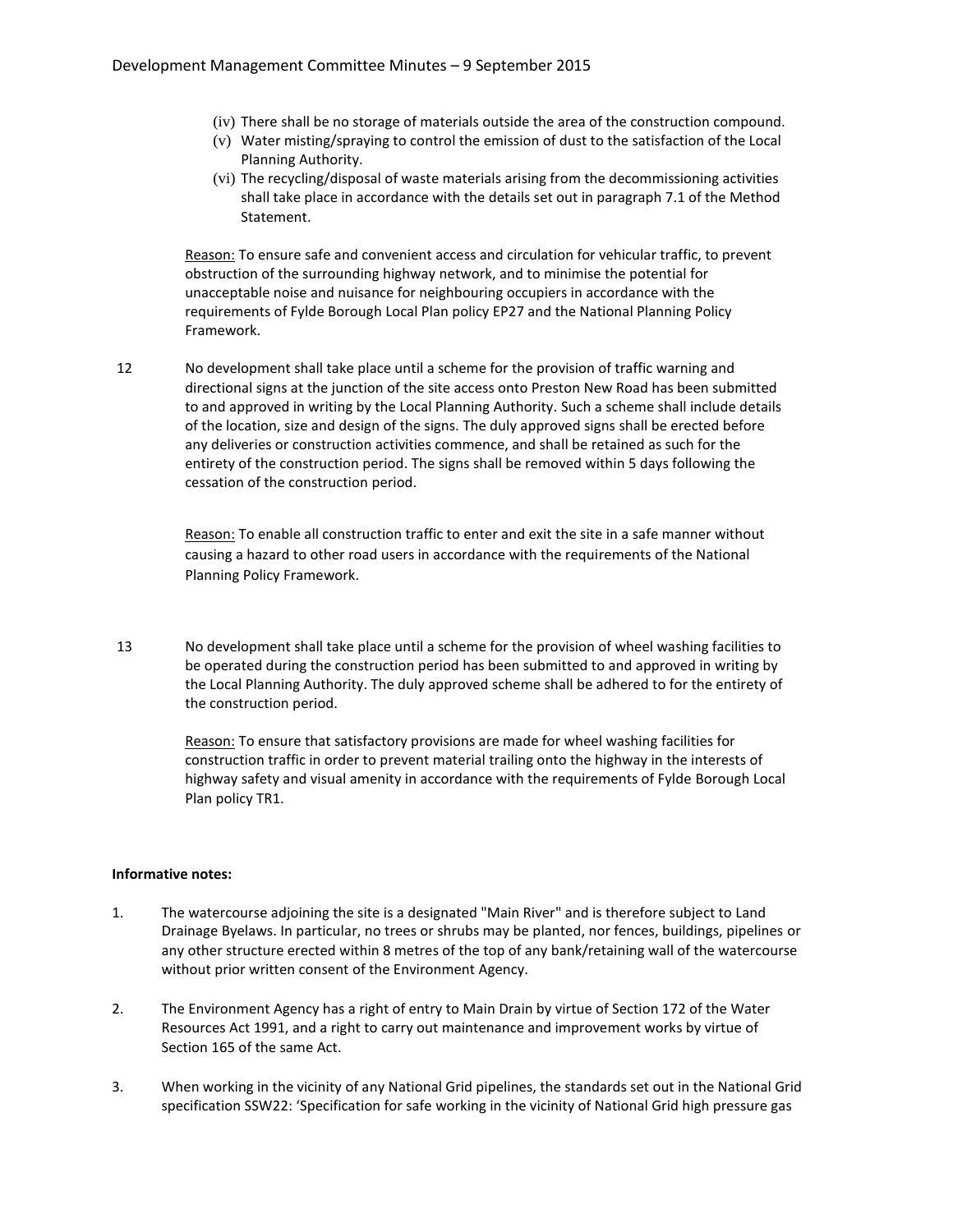(iv) There shall be no storage of materials outside the area of the construction compound.
(v) Water misting/spraying to control the emission of dust to the satisfaction of the Local Planning Authority.
(vi) The recycling/disposal of waste materials arising from the decommissioning activities shall take place in accordance with the details set out in paragraph 7.1 of the Method Statement.

Reason: To ensure safe and convenient access and circulation for vehicular traffic, to prevent obstruction of the surrounding highway network, and to minimise the potential for unacceptable noise and nuisance for neighbouring occupiers in accordance with the requirements of Fylde Borough Local Plan policy EP27 and the National Planning Policy Framework.

12 No development shall take place until a scheme for the provision of traffic warning and directional signs at the junction of the site access onto Preston New Road has been submitted to and approved in writing by the Local Planning Authority. Such a scheme shall include details of the location, size and design of the signs. The duly approved signs shall be erected before any deliveries or construction activities commence, and shall be retained as such for the entirety of the construction period. The signs shall be removed within 5 days following the cessation of the construction period.

Reason: To enable all construction traffic to enter and exit the site in a safe manner without causing a hazard to other road users in accordance with the requirements of the National Planning Policy Framework.

13 No development shall take place until a scheme for the provision of wheel washing facilities to be operated during the construction period has been submitted to and approved in writing by the Local Planning Authority. The duly approved scheme shall be adhered to for the entirety of the construction period.

Reason: To ensure that satisfactory provisions are made for wheel washing facilities for construction traffic in order to prevent material trailing onto the highway in the interests of highway safety and visual amenity in accordance with the requirements of Fylde Borough Local Plan policy TR1.

**Informative notes:**

1. The watercourse adjoining the site is a designated "Main River" and is therefore subject to Land Drainage Byelaws. In particular, no trees or shrubs may be planted, nor fences, buildings, pipelines or any other structure erected within 8 metres of the top of any bank/retaining wall of the watercourse without prior written consent of the Environment Agency.

2. The Environment Agency has a right of entry to Main Drain by virtue of Section 172 of the Water Resources Act 1991, and a right to carry out maintenance and improvement works by virtue of Section 165 of the same Act.

3. When working in the vicinity of any National Grid pipelines, the standards set out in the National Grid specification SSW22: 'Specification for safe working in the vicinity of National Grid high pressure gas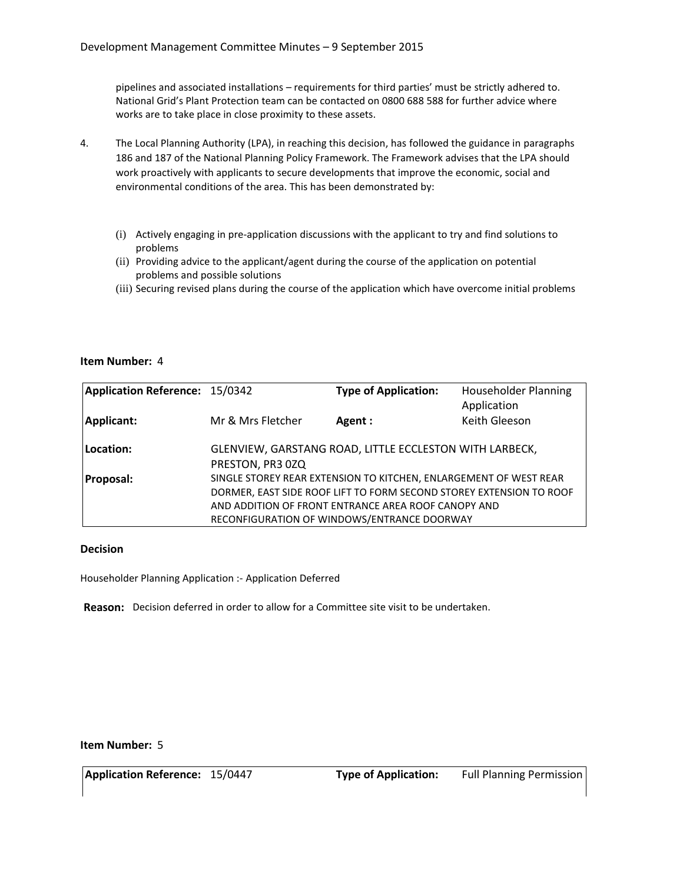pipelines and associated installations – requirements for third parties' must be strictly adhered to. National Grid's Plant Protection team can be contacted on 0800 688 588 for further advice where works are to take place in close proximity to these assets.

4. The Local Planning Authority (LPA), in reaching this decision, has followed the guidance in paragraphs 186 and 187 of the National Planning Policy Framework. The Framework advises that the LPA should work proactively with applicants to secure developments that improve the economic, social and environmental conditions of the area. This has been demonstrated by:

   (i) Actively engaging in pre-application discussions with the applicant to try and find solutions to problems
   (ii) Providing advice to the applicant/agent during the course of the application on potential problems and possible solutions
   (iii) Securing revised plans during the course of the application which have overcome initial problems

**Item Number:** 4

| **Application Reference:** | 15/0342 | **Type of Application:** | Householder Planning Application |
|---|---|---|---|
| **Applicant:** | Mr & Mrs Fletcher | **Agent :** | Keith Gleeson |
| **Location:** | GLENVIEW, GARSTANG ROAD, LITTLE ECCLESTON WITH LARBECK, PRESTON, PR3 0ZQ | | |
| **Proposal:** | SINGLE STOREY REAR EXTENSION TO KITCHEN, ENLARGEMENT OF WEST REAR DORMER, EAST SIDE ROOF LIFT TO FORM SECOND STOREY EXTENSION TO ROOF AND ADDITION OF FRONT ENTRANCE AREA ROOF CANOPY AND RECONFIGURATION OF WINDOWS/ENTRANCE DOORWAY | | |

**Decision**

Householder Planning Application :- Application Deferred

**Reason:** Decision deferred in order to allow for a Committee site visit to be undertaken.

**Item Number:** 5

| **Application Reference:** | 15/0447 | **Type of Application:** | Full Planning Permission |
|---|---|---|---|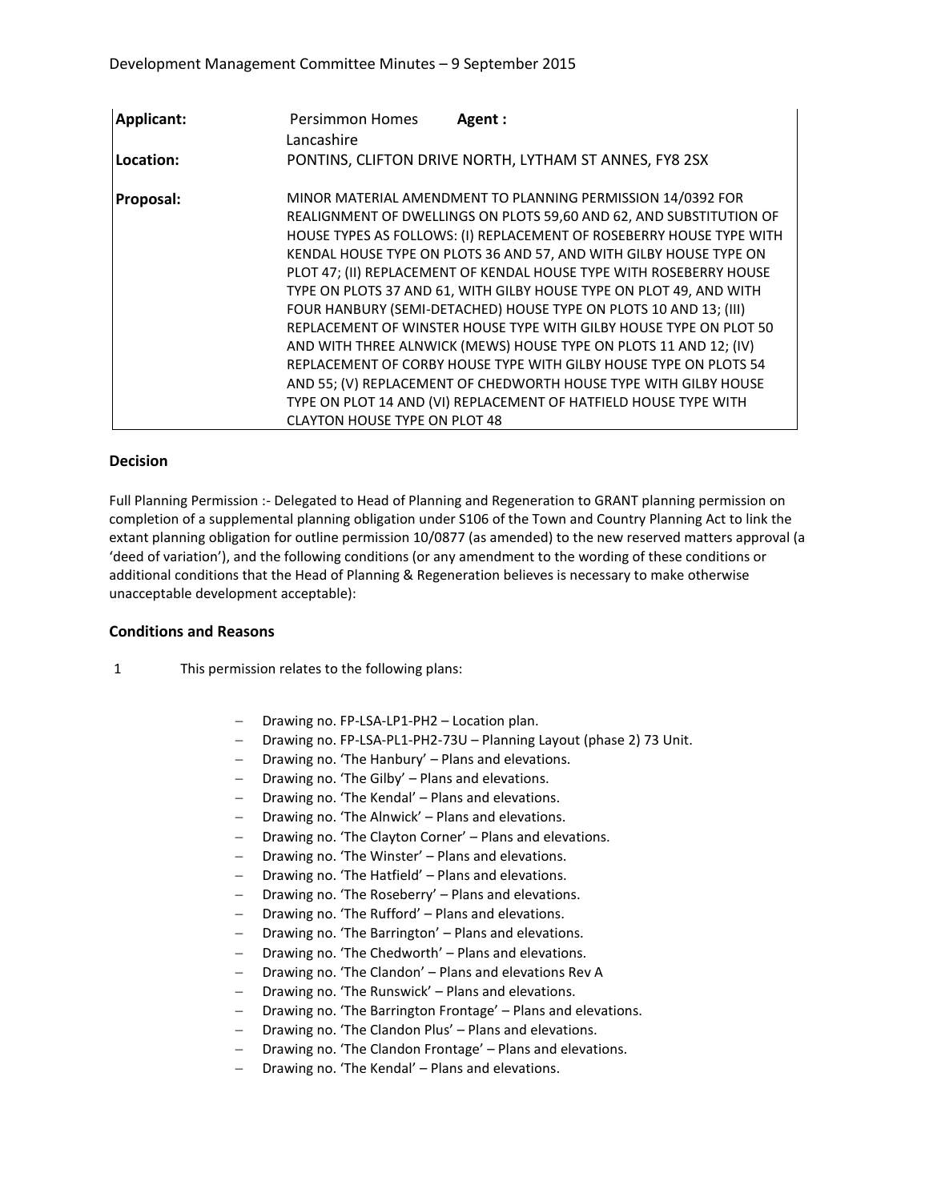| | |
|---|---|
| **Applicant:** | Persimmon Homes Lancashire **Agent :** |
| **Location:** | PONTINS, CLIFTON DRIVE NORTH, LYTHAM ST ANNES, FY8 2SX |
| **Proposal:** | MINOR MATERIAL AMENDMENT TO PLANNING PERMISSION 14/0392 FOR REALIGNMENT OF DWELLINGS ON PLOTS 59,60 AND 62, AND SUBSTITUTION OF HOUSE TYPES AS FOLLOWS: (I) REPLACEMENT OF ROSEBERRY HOUSE TYPE WITH KENDAL HOUSE TYPE ON PLOTS 36 AND 57, AND WITH GILBY HOUSE TYPE ON PLOT 47; (II) REPLACEMENT OF KENDAL HOUSE TYPE WITH ROSEBERRY HOUSE TYPE ON PLOTS 37 AND 61, WITH GILBY HOUSE TYPE ON PLOT 49, AND WITH FOUR HANBURY (SEMI-DETACHED) HOUSE TYPE ON PLOTS 10 AND 13; (III) REPLACEMENT OF WINSTER HOUSE TYPE WITH GILBY HOUSE TYPE ON PLOT 50 AND WITH THREE ALNWICK (MEWS) HOUSE TYPE ON PLOTS 11 AND 12; (IV) REPLACEMENT OF CORBY HOUSE TYPE WITH GILBY HOUSE TYPE ON PLOTS 54 AND 55; (V) REPLACEMENT OF CHEDWORTH HOUSE TYPE WITH GILBY HOUSE TYPE ON PLOT 14 AND (VI) REPLACEMENT OF HATFIELD HOUSE TYPE WITH CLAYTON HOUSE TYPE ON PLOT 48 |

### Decision

Full Planning Permission :- Delegated to Head of Planning and Regeneration to GRANT planning permission on completion of a supplemental planning obligation under S106 of the Town and Country Planning Act to link the extant planning obligation for outline permission 10/0877 (as amended) to the new reserved matters approval (a 'deed of variation'), and the following conditions (or any amendment to the wording of these conditions or additional conditions that the Head of Planning & Regeneration believes is necessary to make otherwise unacceptable development acceptable):

### Conditions and Reasons

1 This permission relates to the following plans:

- Drawing no. FP-LSA-LP1-PH2 – Location plan.
- Drawing no. FP-LSA-PL1-PH2-73U – Planning Layout (phase 2) 73 Unit.
- Drawing no. 'The Hanbury' – Plans and elevations.
- Drawing no. 'The Gilby' – Plans and elevations.
- Drawing no. 'The Kendal' – Plans and elevations.
- Drawing no. 'The Alnwick' – Plans and elevations.
- Drawing no. 'The Clayton Corner' – Plans and elevations.
- Drawing no. 'The Winster' – Plans and elevations.
- Drawing no. 'The Hatfield' – Plans and elevations.
- Drawing no. 'The Roseberry' – Plans and elevations.
- Drawing no. 'The Rufford' – Plans and elevations.
- Drawing no. 'The Barrington' – Plans and elevations.
- Drawing no. 'The Chedworth' – Plans and elevations.
- Drawing no. 'The Clandon' – Plans and elevations Rev A
- Drawing no. 'The Runswick' – Plans and elevations.
- Drawing no. 'The Barrington Frontage' – Plans and elevations.
- Drawing no. 'The Clandon Plus' – Plans and elevations.
- Drawing no. 'The Clandon Frontage' – Plans and elevations.
- Drawing no. 'The Kendal' – Plans and elevations.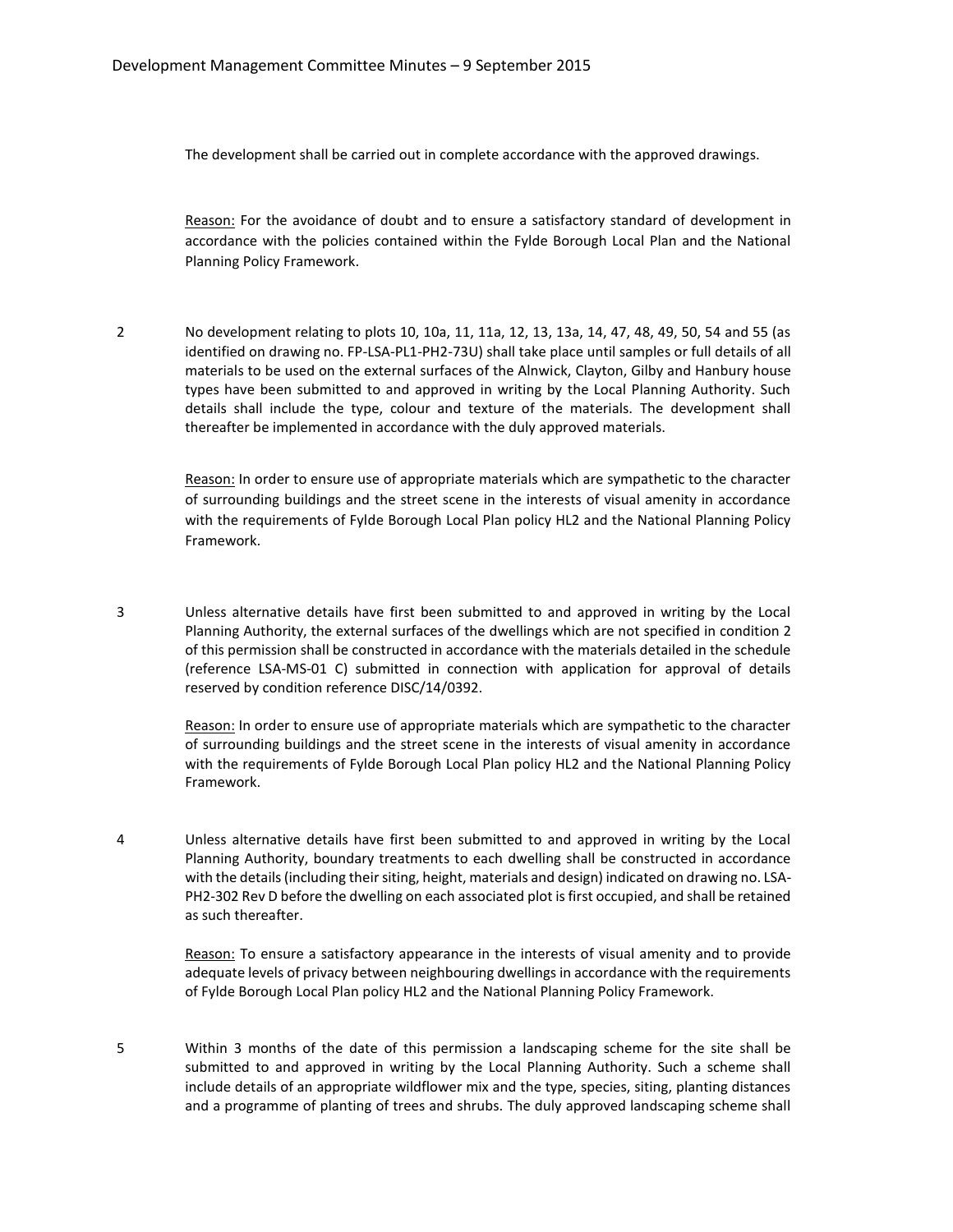The development shall be carried out in complete accordance with the approved drawings.

Reason: For the avoidance of doubt and to ensure a satisfactory standard of development in accordance with the policies contained within the Fylde Borough Local Plan and the National Planning Policy Framework.

2 No development relating to plots 10, 10a, 11, 11a, 12, 13, 13a, 14, 47, 48, 49, 50, 54 and 55 (as identified on drawing no. FP-LSA-PL1-PH2-73U) shall take place until samples or full details of all materials to be used on the external surfaces of the Alnwick, Clayton, Gilby and Hanbury house types have been submitted to and approved in writing by the Local Planning Authority. Such details shall include the type, colour and texture of the materials. The development shall thereafter be implemented in accordance with the duly approved materials.

Reason: In order to ensure use of appropriate materials which are sympathetic to the character of surrounding buildings and the street scene in the interests of visual amenity in accordance with the requirements of Fylde Borough Local Plan policy HL2 and the National Planning Policy Framework.

3 Unless alternative details have first been submitted to and approved in writing by the Local Planning Authority, the external surfaces of the dwellings which are not specified in condition 2 of this permission shall be constructed in accordance with the materials detailed in the schedule (reference LSA-MS-01 C) submitted in connection with application for approval of details reserved by condition reference DISC/14/0392.

Reason: In order to ensure use of appropriate materials which are sympathetic to the character of surrounding buildings and the street scene in the interests of visual amenity in accordance with the requirements of Fylde Borough Local Plan policy HL2 and the National Planning Policy Framework.

4 Unless alternative details have first been submitted to and approved in writing by the Local Planning Authority, boundary treatments to each dwelling shall be constructed in accordance with the details (including their siting, height, materials and design) indicated on drawing no. LSA-PH2-302 Rev D before the dwelling on each associated plot is first occupied, and shall be retained as such thereafter.

Reason: To ensure a satisfactory appearance in the interests of visual amenity and to provide adequate levels of privacy between neighbouring dwellings in accordance with the requirements of Fylde Borough Local Plan policy HL2 and the National Planning Policy Framework.

5 Within 3 months of the date of this permission a landscaping scheme for the site shall be submitted to and approved in writing by the Local Planning Authority. Such a scheme shall include details of an appropriate wildflower mix and the type, species, siting, planting distances and a programme of planting of trees and shrubs. The duly approved landscaping scheme shall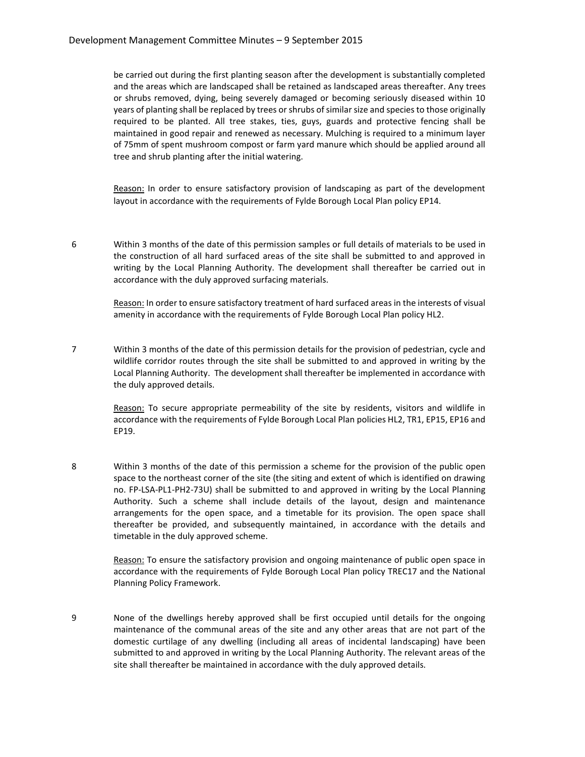be carried out during the first planting season after the development is substantially completed and the areas which are landscaped shall be retained as landscaped areas thereafter. Any trees or shrubs removed, dying, being severely damaged or becoming seriously diseased within 10 years of planting shall be replaced by trees or shrubs of similar size and species to those originally required to be planted. All tree stakes, ties, guys, guards and protective fencing shall be maintained in good repair and renewed as necessary. Mulching is required to a minimum layer of 75mm of spent mushroom compost or farm yard manure which should be applied around all tree and shrub planting after the initial watering.

Reason: In order to ensure satisfactory provision of landscaping as part of the development layout in accordance with the requirements of Fylde Borough Local Plan policy EP14.

6 Within 3 months of the date of this permission samples or full details of materials to be used in the construction of all hard surfaced areas of the site shall be submitted to and approved in writing by the Local Planning Authority. The development shall thereafter be carried out in accordance with the duly approved surfacing materials.

Reason: In order to ensure satisfactory treatment of hard surfaced areas in the interests of visual amenity in accordance with the requirements of Fylde Borough Local Plan policy HL2.

7 Within 3 months of the date of this permission details for the provision of pedestrian, cycle and wildlife corridor routes through the site shall be submitted to and approved in writing by the Local Planning Authority. The development shall thereafter be implemented in accordance with the duly approved details.

Reason: To secure appropriate permeability of the site by residents, visitors and wildlife in accordance with the requirements of Fylde Borough Local Plan policies HL2, TR1, EP15, EP16 and EP19.

8 Within 3 months of the date of this permission a scheme for the provision of the public open space to the northeast corner of the site (the siting and extent of which is identified on drawing no. FP-LSA-PL1-PH2-73U) shall be submitted to and approved in writing by the Local Planning Authority. Such a scheme shall include details of the layout, design and maintenance arrangements for the open space, and a timetable for its provision. The open space shall thereafter be provided, and subsequently maintained, in accordance with the details and timetable in the duly approved scheme.

Reason: To ensure the satisfactory provision and ongoing maintenance of public open space in accordance with the requirements of Fylde Borough Local Plan policy TREC17 and the National Planning Policy Framework.

9 None of the dwellings hereby approved shall be first occupied until details for the ongoing maintenance of the communal areas of the site and any other areas that are not part of the domestic curtilage of any dwelling (including all areas of incidental landscaping) have been submitted to and approved in writing by the Local Planning Authority. The relevant areas of the site shall thereafter be maintained in accordance with the duly approved details.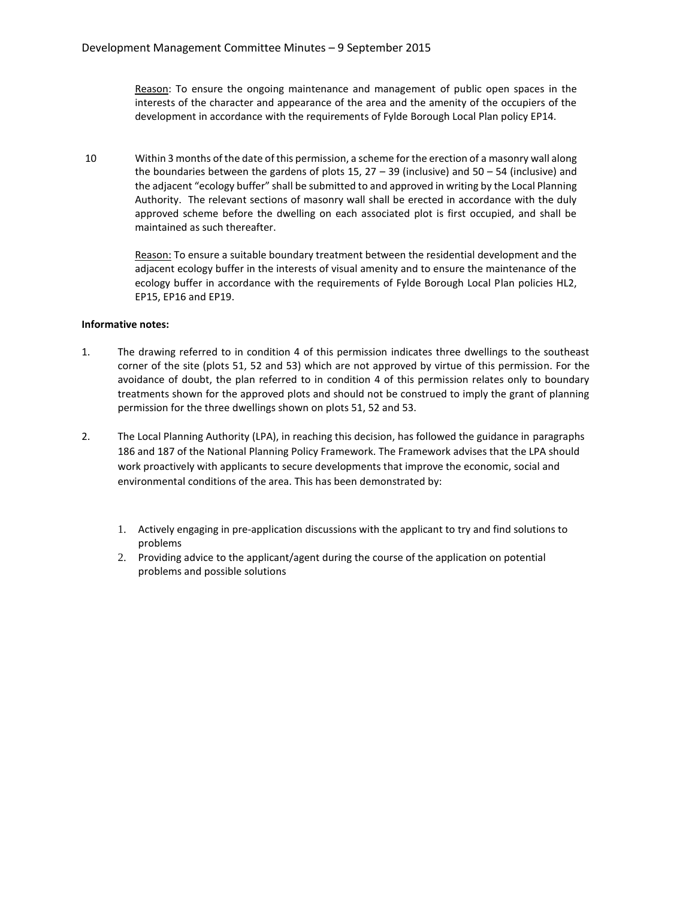Reason: To ensure the ongoing maintenance and management of public open spaces in the interests of the character and appearance of the area and the amenity of the occupiers of the development in accordance with the requirements of Fylde Borough Local Plan policy EP14.

10 Within 3 months of the date of this permission, a scheme for the erection of a masonry wall along the boundaries between the gardens of plots 15, 27 – 39 (inclusive) and 50 – 54 (inclusive) and the adjacent "ecology buffer" shall be submitted to and approved in writing by the Local Planning Authority. The relevant sections of masonry wall shall be erected in accordance with the duly approved scheme before the dwelling on each associated plot is first occupied, and shall be maintained as such thereafter.

Reason: To ensure a suitable boundary treatment between the residential development and the adjacent ecology buffer in the interests of visual amenity and to ensure the maintenance of the ecology buffer in accordance with the requirements of Fylde Borough Local Plan policies HL2, EP15, EP16 and EP19.

**Informative notes:**

1. The drawing referred to in condition 4 of this permission indicates three dwellings to the southeast corner of the site (plots 51, 52 and 53) which are not approved by virtue of this permission. For the avoidance of doubt, the plan referred to in condition 4 of this permission relates only to boundary treatments shown for the approved plots and should not be construed to imply the grant of planning permission for the three dwellings shown on plots 51, 52 and 53.

2. The Local Planning Authority (LPA), in reaching this decision, has followed the guidance in paragraphs 186 and 187 of the National Planning Policy Framework. The Framework advises that the LPA should work proactively with applicants to secure developments that improve the economic, social and environmental conditions of the area. This has been demonstrated by:

   1. Actively engaging in pre-application discussions with the applicant to try and find solutions to problems
   2. Providing advice to the applicant/agent during the course of the application on potential problems and possible solutions